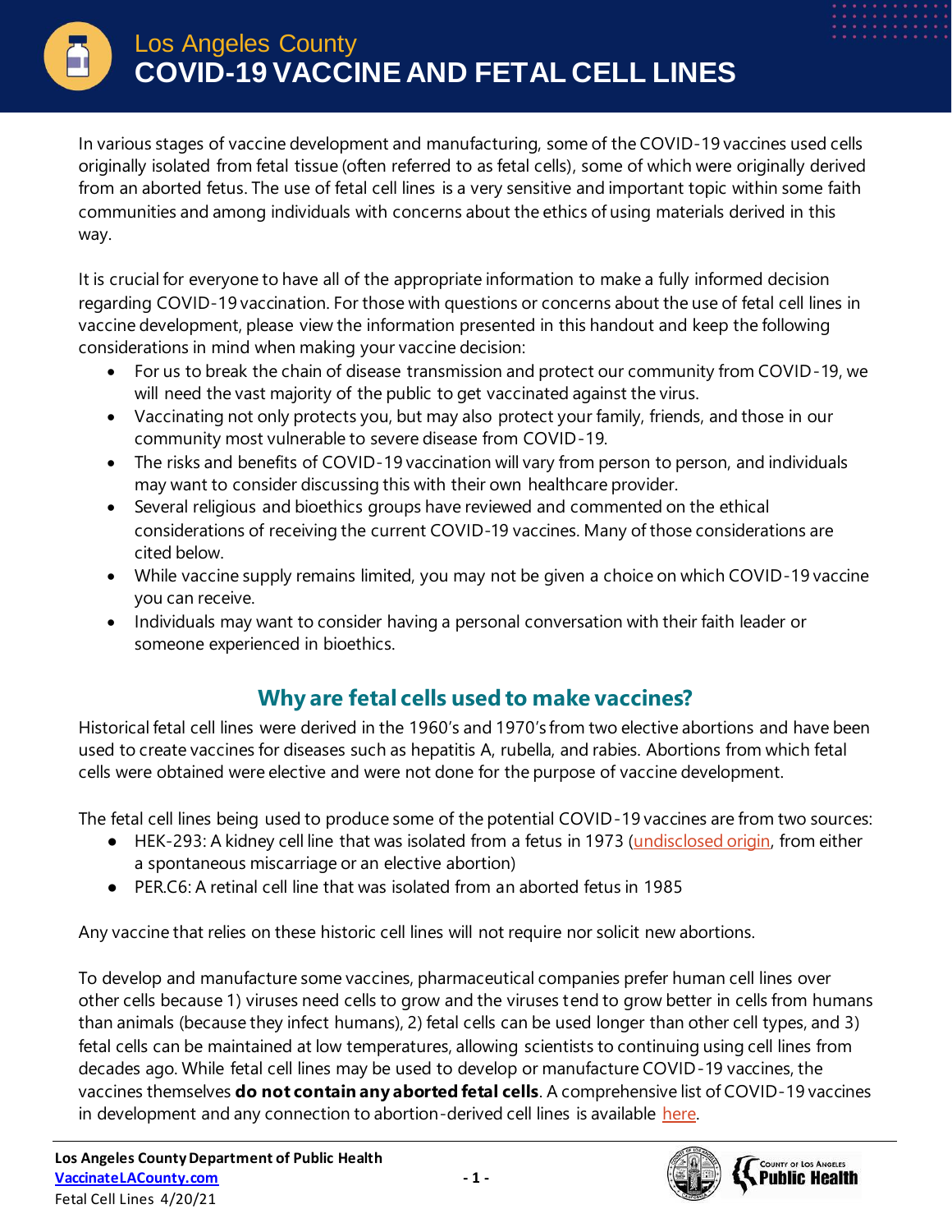# Los Angeles County
# COVID-19 VACCINE AND FETAL CELL LINES

In various stages of vaccine development and manufacturing, some of the COVID-19 vaccines used cells originally isolated from fetal tissue (often referred to as fetal cells), some of which were originally derived from an aborted fetus. The use of fetal cell lines is a very sensitive and important topic within some faith communities and among individuals with concerns about the ethics of using materials derived in this way.

It is crucial for everyone to have all of the appropriate information to make a fully informed decision regarding COVID-19 vaccination. For those with questions or concerns about the use of fetal cell lines in vaccine development, please view the information presented in this handout and keep the following considerations in mind when making your vaccine decision:

- For us to break the chain of disease transmission and protect our community from COVID-19, we will need the vast majority of the public to get vaccinated against the virus.
- Vaccinating not only protects you, but may also protect your family, friends, and those in our community most vulnerable to severe disease from COVID-19.
- The risks and benefits of COVID-19 vaccination will vary from person to person, and individuals may want to consider discussing this with their own healthcare provider.
- Several religious and bioethics groups have reviewed and commented on the ethical considerations of receiving the current COVID-19 vaccines. Many of those considerations are cited below.
- While vaccine supply remains limited, you may not be given a choice on which COVID-19 vaccine you can receive.
- Individuals may want to consider having a personal conversation with their faith leader or someone experienced in bioethics.

## Why are fetal cells used to make vaccines?

Historical fetal cell lines were derived in the 1960's and 1970's from two elective abortions and have been used to create vaccines for diseases such as hepatitis A, rubella, and rabies. Abortions from which fetal cells were obtained were elective and were not done for the purpose of vaccine development.

The fetal cell lines being used to produce some of the potential COVID-19 vaccines are from two sources:

- HEK-293: A kidney cell line that was isolated from a fetus in 1973 (undisclosed origin, from either a spontaneous miscarriage or an elective abortion)
- PER.C6: A retinal cell line that was isolated from an aborted fetus in 1985

Any vaccine that relies on these historic cell lines will not require nor solicit new abortions.

To develop and manufacture some vaccines, pharmaceutical companies prefer human cell lines over other cells because 1) viruses need cells to grow and the viruses tend to grow better in cells from humans than animals (because they infect humans), 2) fetal cells can be used longer than other cell types, and 3) fetal cells can be maintained at low temperatures, allowing scientists to continuing using cell lines from decades ago. While fetal cell lines may be used to develop or manufacture COVID-19 vaccines, the vaccines themselves **do not contain any aborted fetal cells**. A comprehensive list of COVID-19 vaccines in development and any connection to abortion-derived cell lines is available here.

Los Angeles County Department of Public Health
VaccinateLACounty.com
Fetal Cell Lines 4/20/21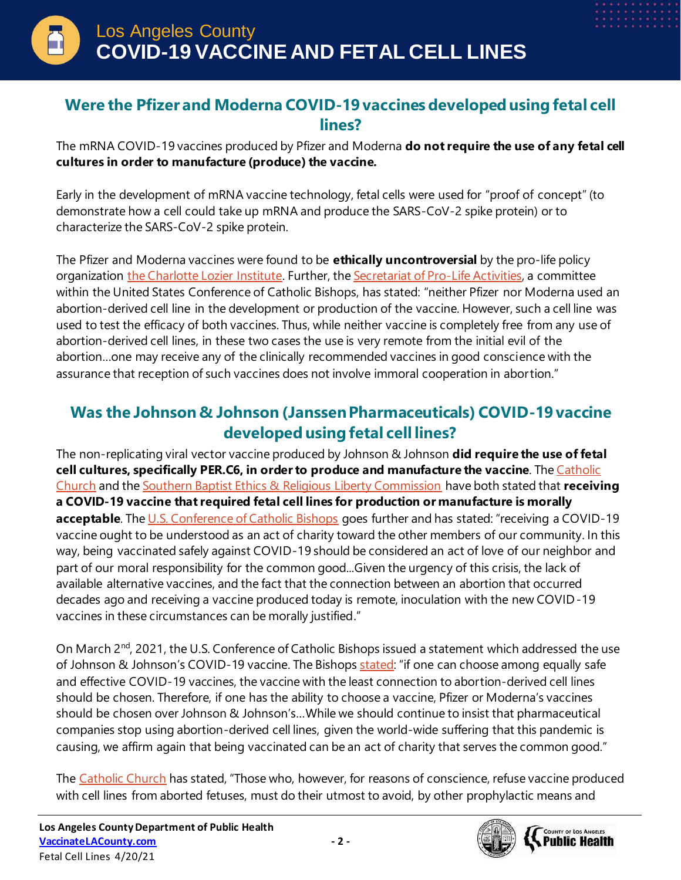## Were the Pfizer and Moderna COVID-19 vaccines developed using fetal cell lines?

The mRNA COVID-19 vaccines produced by Pfizer and Moderna **do not require the use of any fetal cell cultures in order to manufacture (produce) the vaccine.**

Early in the development of mRNA vaccine technology, fetal cells were used for "proof of concept" (to demonstrate how a cell could take up mRNA and produce the SARS-CoV-2 spike protein) or to characterize the SARS-CoV-2 spike protein.

The Pfizer and Moderna vaccines were found to be **ethically uncontroversial** by the pro-life policy organization the Charlotte Lozier Institute. Further, the Secretariat of Pro-Life Activities, a committee within the United States Conference of Catholic Bishops, has stated: "neither Pfizer nor Moderna used an abortion-derived cell line in the development or production of the vaccine. However, such a cell line was used to test the efficacy of both vaccines. Thus, while neither vaccine is completely free from any use of abortion-derived cell lines, in these two cases the use is very remote from the initial evil of the abortion…one may receive any of the clinically recommended vaccines in good conscience with the assurance that reception of such vaccines does not involve immoral cooperation in abortion."

## Was the Johnson & Johnson (Janssen Pharmaceuticals) COVID-19 vaccine developed using fetal cell lines?

The non-replicating viral vector vaccine produced by Johnson & Johnson **did require the use of fetal cell cultures, specifically PER.C6, in order to produce and manufacture the vaccine**. The Catholic Church and the Southern Baptist Ethics & Religious Liberty Commission have both stated that **receiving a COVID-19 vaccine that required fetal cell lines for production or manufacture is morally acceptable**. The U.S. Conference of Catholic Bishops goes further and has stated: "receiving a COVID-19 vaccine ought to be understood as an act of charity toward the other members of our community. In this way, being vaccinated safely against COVID-19 should be considered an act of love of our neighbor and part of our moral responsibility for the common good…Given the urgency of this crisis, the lack of available alternative vaccines, and the fact that the connection between an abortion that occurred decades ago and receiving a vaccine produced today is remote, inoculation with the new COVID-19 vaccines in these circumstances can be morally justified."

On March 2nd, 2021, the U.S. Conference of Catholic Bishops issued a statement which addressed the use of Johnson & Johnson's COVID-19 vaccine. The Bishops stated: "if one can choose among equally safe and effective COVID-19 vaccines, the vaccine with the least connection to abortion-derived cell lines should be chosen. Therefore, if one has the ability to choose a vaccine, Pfizer or Moderna's vaccines should be chosen over Johnson & Johnson's…While we should continue to insist that pharmaceutical companies stop using abortion-derived cell lines, given the world-wide suffering that this pandemic is causing, we affirm again that being vaccinated can be an act of charity that serves the common good."

The Catholic Church has stated, "Those who, however, for reasons of conscience, refuse vaccine produced with cell lines from aborted fetuses, must do their utmost to avoid, by other prophylactic means and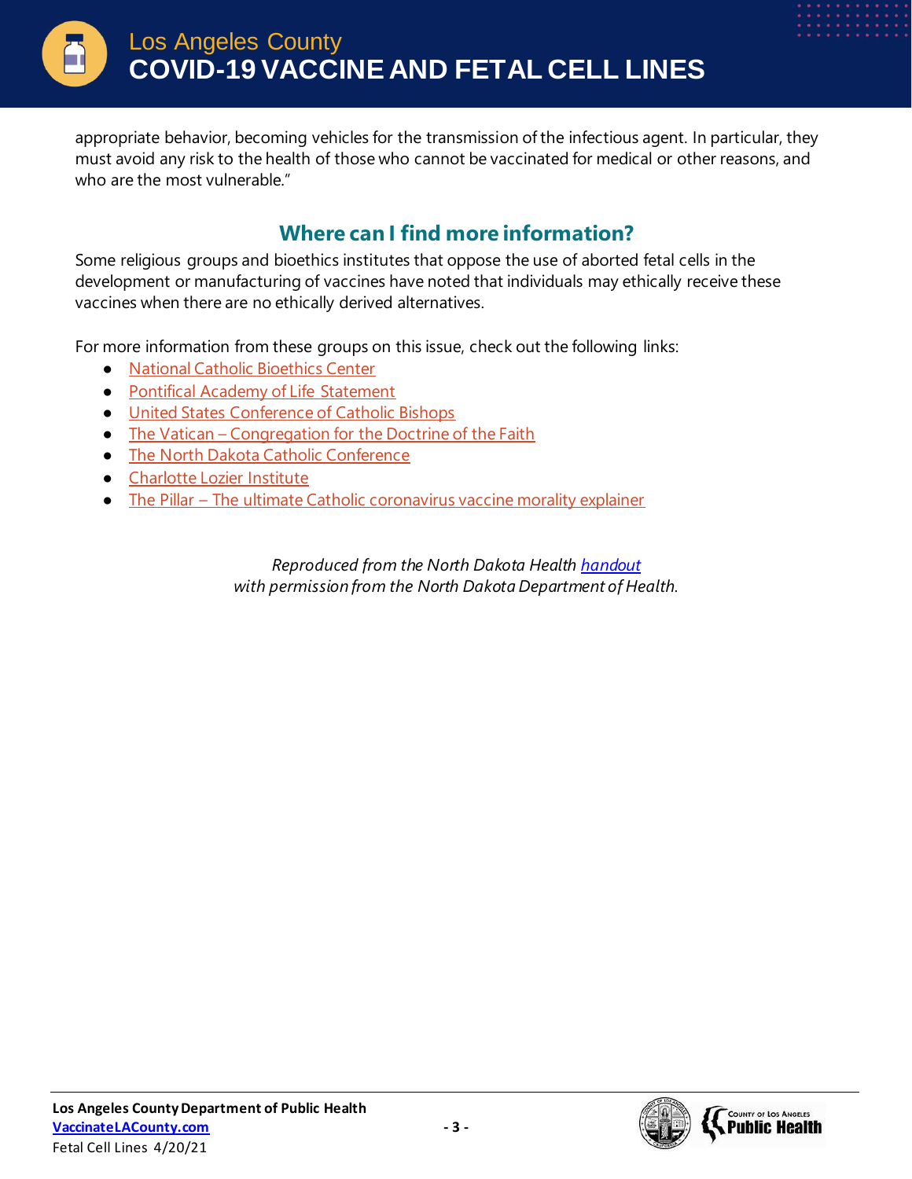appropriate behavior, becoming vehicles for the transmission of the infectious agent. In particular, they must avoid any risk to the health of those who cannot be vaccinated for medical or other reasons, and who are the most vulnerable."

## Where can I find more information?

Some religious groups and bioethics institutes that oppose the use of aborted fetal cells in the development or manufacturing of vaccines have noted that individuals may ethically receive these vaccines when there are no ethically derived alternatives.

For more information from these groups on this issue, check out the following links:

- National Catholic Bioethics Center
- Pontifical Academy of Life Statement
- United States Conference of Catholic Bishops
- The Vatican – Congregation for the Doctrine of the Faith
- The North Dakota Catholic Conference
- Charlotte Lozier Institute
- The Pillar – The ultimate Catholic coronavirus vaccine morality explainer

*Reproduced from the North Dakota Health handout*
*with permission from the North Dakota Department of Health.*